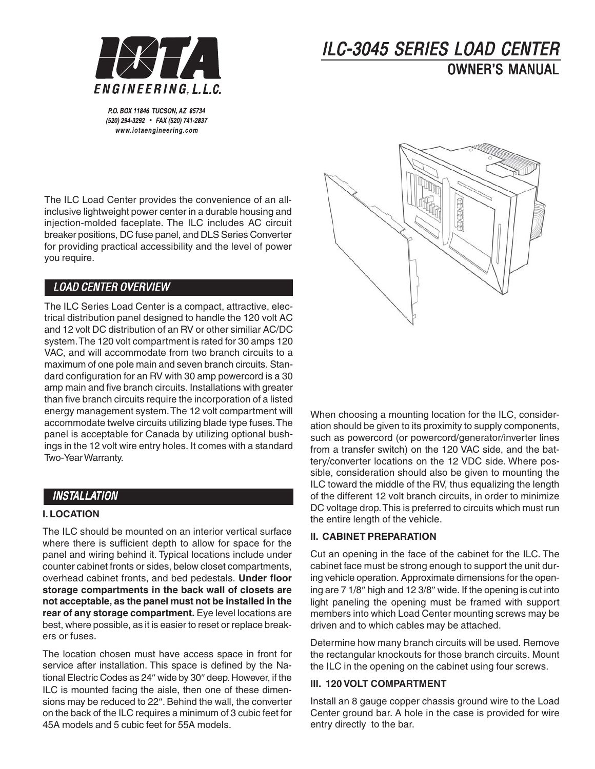IOTA ENGINEERING, L.L.C.

P.O. BOX 11846 TUCSON, AZ 85734
(520) 294-3292 • FAX (520) 741-2837
www.iotaengineering.com

# ILC-3045 SERIES LOAD CENTER

## OWNER'S MANUAL

The ILC Load Center provides the convenience of an all-inclusive lightweight power center in a durable housing and injection-molded faceplate. The ILC includes AC circuit breaker positions, DC fuse panel, and DLS Series Converter for providing practical accessibility and the level of power you require.

## LOAD CENTER OVERVIEW

The ILC Series Load Center is a compact, attractive, electrical distribution panel designed to handle the 120 volt AC and 12 volt DC distribution of an RV or other similiar AC/DC system. The 120 volt compartment is rated for 30 amps 120 VAC, and will accommodate from two branch circuits to a maximum of one pole main and seven branch circuits. Standard configuration for an RV with 30 amp powercord is a 30 amp main and five branch circuits. Installations with greater than five branch circuits require the incorporation of a listed energy management system. The 12 volt compartment will accommodate twelve circuits utilizing blade type fuses. The panel is acceptable for Canada by utilizing optional bushings in the 12 volt wire entry holes. It comes with a standard Two-Year Warranty.

## INSTALLATION

### I. LOCATION

The ILC should be mounted on an interior vertical surface where there is sufficient depth to allow for space for the panel and wiring behind it. Typical locations include under counter cabinet fronts or sides, below closet compartments, overhead cabinet fronts, and bed pedestals. **Under floor storage compartments in the back wall of closets are not acceptable, as the panel must not be installed in the rear of any storage compartment.** Eye level locations are best, where possible, as it is easier to reset or replace breakers or fuses.

The location chosen must have access space in front for service after installation. This space is defined by the National Electric Codes as 24″ wide by 30″ deep. However, if the ILC is mounted facing the aisle, then one of these dimensions may be reduced to 22″. Behind the wall, the converter on the back of the ILC requires a minimum of 3 cubic feet for 45A models and 5 cubic feet for 55A models.

When choosing a mounting location for the ILC, consideration should be given to its proximity to supply components, such as powercord (or powercord/generator/inverter lines from a transfer switch) on the 120 VAC side, and the battery/converter locations on the 12 VDC side. Where possible, consideration should also be given to mounting the ILC toward the middle of the RV, thus equalizing the length of the different 12 volt branch circuits, in order to minimize DC voltage drop. This is preferred to circuits which must run the entire length of the vehicle.

### II. CABINET PREPARATION

Cut an opening in the face of the cabinet for the ILC. The cabinet face must be strong enough to support the unit during vehicle operation. Approximate dimensions for the opening are 7 1/8″ high and 12 3/8″ wide. If the opening is cut into light paneling the opening must be framed with support members into which Load Center mounting screws may be driven and to which cables may be attached.

Determine how many branch circuits will be used. Remove the rectangular knockouts for those branch circuits. Mount the ILC in the opening on the cabinet using four screws.

### III. 120 VOLT COMPARTMENT

Install an 8 gauge copper chassis ground wire to the Load Center ground bar. A hole in the case is provided for wire entry directly to the bar.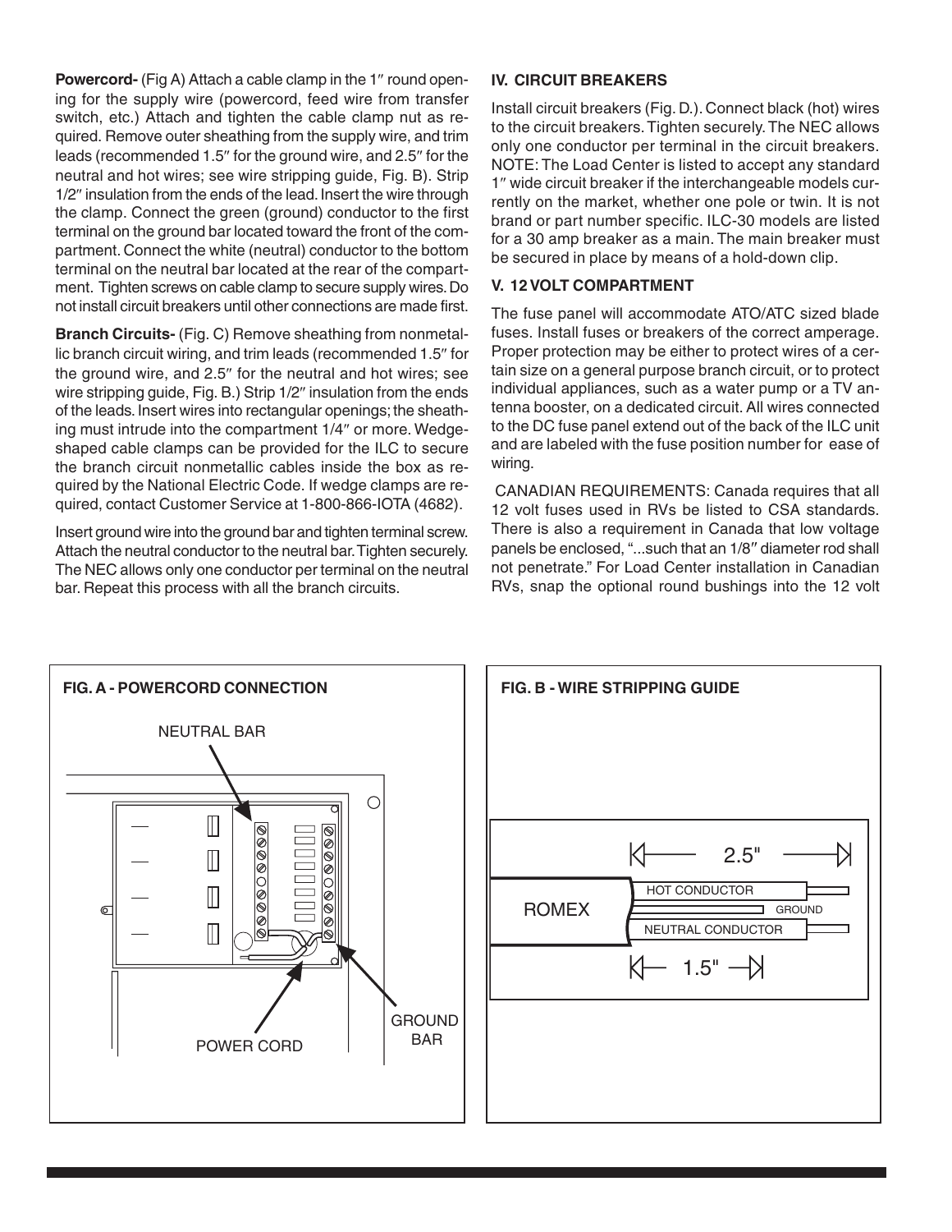**Powercord-** (Fig A) Attach a cable clamp in the 1″ round opening for the supply wire (powercord, feed wire from transfer switch, etc.) Attach and tighten the cable clamp nut as required. Remove outer sheathing from the supply wire, and trim leads (recommended 1.5″ for the ground wire, and 2.5″ for the neutral and hot wires; see wire stripping guide, Fig. B). Strip 1/2″ insulation from the ends of the lead. Insert the wire through the clamp. Connect the green (ground) conductor to the first terminal on the ground bar located toward the front of the compartment. Connect the white (neutral) conductor to the bottom terminal on the neutral bar located at the rear of the compartment. Tighten screws on cable clamp to secure supply wires. Do not install circuit breakers until other connections are made first.

**Branch Circuits-** (Fig. C) Remove sheathing from nonmetallic branch circuit wiring, and trim leads (recommended 1.5″ for the ground wire, and 2.5″ for the neutral and hot wires; see wire stripping guide, Fig. B.) Strip 1/2″ insulation from the ends of the leads. Insert wires into rectangular openings; the sheathing must intrude into the compartment 1/4″ or more. Wedge-shaped cable clamps can be provided for the ILC to secure the branch circuit nonmetallic cables inside the box as required by the National Electric Code. If wedge clamps are required, contact Customer Service at 1-800-866-IOTA (4682).

Insert ground wire into the ground bar and tighten terminal screw. Attach the neutral conductor to the neutral bar. Tighten securely. The NEC allows only one conductor per terminal on the neutral bar. Repeat this process with all the branch circuits.

**IV. CIRCUIT BREAKERS**

Install circuit breakers (Fig. D.). Connect black (hot) wires to the circuit breakers. Tighten securely. The NEC allows only one conductor per terminal in the circuit breakers. NOTE: The Load Center is listed to accept any standard 1″ wide circuit breaker if the interchangeable models currently on the market, whether one pole or twin. It is not brand or part number specific. ILC-30 models are listed for a 30 amp breaker as a main. The main breaker must be secured in place by means of a hold-down clip.

**V. 12 VOLT COMPARTMENT**

The fuse panel will accommodate ATO/ATC sized blade fuses. Install fuses or breakers of the correct amperage. Proper protection may be either to protect wires of a certain size on a general purpose branch circuit, or to protect individual appliances, such as a water pump or a TV antenna booster, on a dedicated circuit. All wires connected to the DC fuse panel extend out of the back of the ILC unit and are labeled with the fuse position number for ease of wiring.

CANADIAN REQUIREMENTS: Canada requires that all 12 volt fuses used in RVs be listed to CSA standards. There is also a requirement in Canada that low voltage panels be enclosed, "...such that an 1/8″ diameter rod shall not penetrate." For Load Center installation in Canadian RVs, snap the optional round bushings into the 12 volt

**FIG. A - POWERCORD CONNECTION**

NEUTRAL BAR

POWER CORD

GROUND BAR

**FIG. B - WIRE STRIPPING GUIDE**

2.5"

HOT CONDUCTOR

ROMEX

GROUND

NEUTRAL CONDUCTOR

1.5"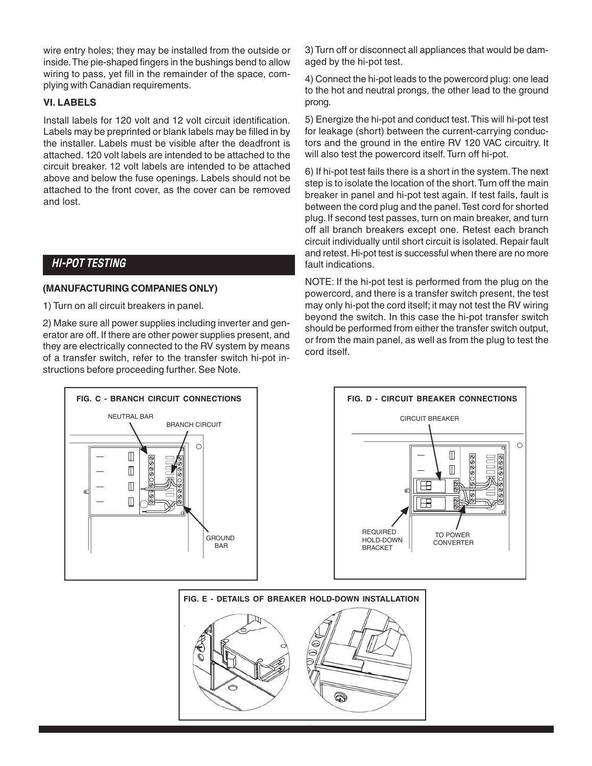wire entry holes; they may be installed from the outside or inside. The pie-shaped fingers in the bushings bend to allow wiring to pass, yet fill in the remainder of the space, complying with Canadian requirements.

### VI. LABELS

Install labels for 120 volt and 12 volt circuit identification. Labels may be preprinted or blank labels may be filled in by the installer. Labels must be visible after the deadfront is attached. 120 volt labels are intended to be attached to the circuit breaker. 12 volt labels are intended to be attached above and below the fuse openings. Labels should not be attached to the front cover, as the cover can be removed and lost.

## *HI-POT TESTING*

**(MANUFACTURING COMPANIES ONLY)**

1) Turn on all circuit breakers in panel.

2) Make sure all power supplies including inverter and generator are off. If there are other power supplies present, and they are electrically connected to the RV system by means of a transfer switch, refer to the transfer switch hi-pot instructions before proceeding further. See Note.

3) Turn off or disconnect all appliances that would be damaged by the hi-pot test.

4) Connect the hi-pot leads to the powercord plug: one lead to the hot and neutral prongs, the other lead to the ground prong.

5) Energize the hi-pot and conduct test. This will hi-pot test for leakage (short) between the current-carrying conductors and the ground in the entire RV 120 VAC circuitry. It will also test the powercord itself. Turn off hi-pot.

6) If hi-pot test fails there is a short in the system. The next step is to isolate the location of the short. Turn off the main breaker in panel and hi-pot test again. If test fails, fault is between the cord plug and the panel. Test cord for shorted plug. If second test passes, turn on main breaker, and turn off all branch breakers except one. Retest each branch circuit individually until short circuit is isolated. Repair fault and retest. Hi-pot test is successful when there are no more fault indications.

NOTE: If the hi-pot test is performed from the plug on the powercord, and there is a transfer switch present, the test may only hi-pot the cord itself; it may not test the RV wiring beyond the switch. In this case the hi-pot transfer switch should be performed from either the transfer switch output, or from the main panel, as well as from the plug to test the cord itself.

**FIG. C - BRANCH CIRCUIT CONNECTIONS**

NEUTRAL BAR

BRANCH CIRCUIT

GROUND BAR

**FIG. D - CIRCUIT BREAKER CONNECTIONS**

CIRCUIT BREAKER

REQUIRED HOLD-DOWN BRACKET

TO POWER CONVERTER

**FIG. E - DETAILS OF BREAKER HOLD-DOWN INSTALLATION**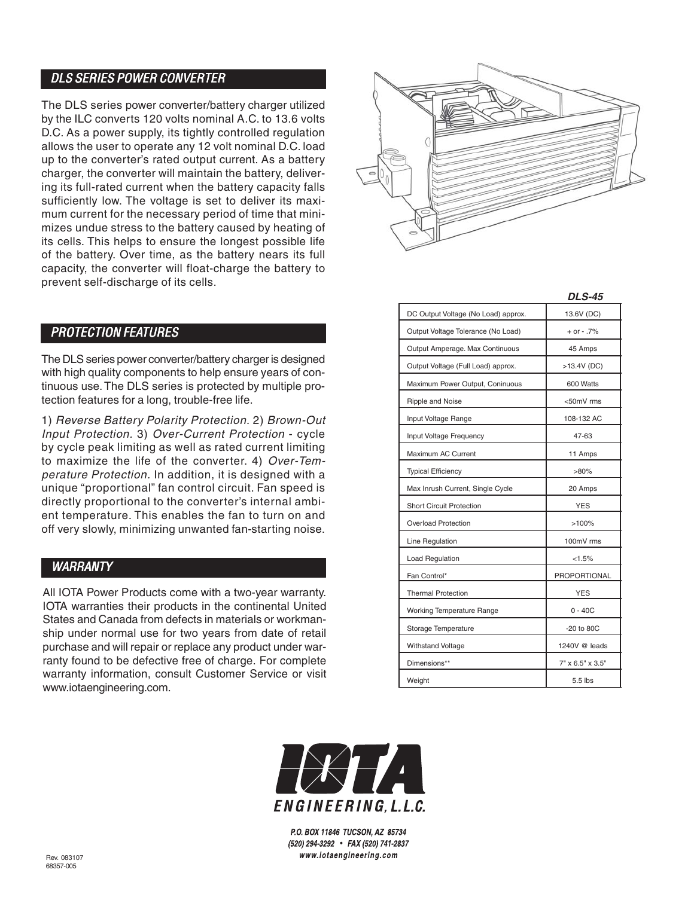## DLS SERIES POWER CONVERTER

The DLS series power converter/battery charger utilized by the ILC converts 120 volts nominal A.C. to 13.6 volts D.C. As a power supply, its tightly controlled regulation allows the user to operate any 12 volt nominal D.C. load up to the converter's rated output current. As a battery charger, the converter will maintain the battery, delivering its full-rated current when the battery capacity falls sufficiently low. The voltage is set to deliver its maximum current for the necessary period of time that minimizes undue stress to the battery caused by heating of its cells. This helps to ensure the longest possible life of the battery. Over time, as the battery nears its full capacity, the converter will float-charge the battery to prevent self-discharge of its cells.

## PROTECTION FEATURES

The DLS series power converter/battery charger is designed with high quality components to help ensure years of continuous use. The DLS series is protected by multiple protection features for a long, trouble-free life.

1) *Reverse Battery Polarity Protection.* 2) *Brown-Out Input Protection.* 3) *Over-Current Protection* - cycle by cycle peak limiting as well as rated current limiting to maximize the life of the converter. 4) *Over-Temperature Protection.* In addition, it is designed with a unique "proportional" fan control circuit. Fan speed is directly proportional to the converter's internal ambient temperature. This enables the fan to turn on and off very slowly, minimizing unwanted fan-starting noise.

## WARRANTY

All IOTA Power Products come with a two-year warranty. IOTA warranties their products in the continental United States and Canada from defects in materials or workmanship under normal use for two years from date of retail purchase and will repair or replace any product under warranty found to be defective free of charge. For complete warranty information, consult Customer Service or visit www.iotaengineering.com.

| | ***DLS-45*** |
|---|---|
| DC Output Voltage (No Load) approx. | 13.6V (DC) |
| Output Voltage Tolerance (No Load) | + or - .7% |
| Output Amperage. Max Continuous | 45 Amps |
| Output Voltage (Full Load) approx. | >13.4V (DC) |
| Maximum Power Output, Coninuous | 600 Watts |
| Ripple and Noise | <50mV rms |
| Input Voltage Range | 108-132 AC |
| Input Voltage Frequency | 47-63 |
| Maximum AC Current | 11 Amps |
| Typical Efficiency | >80% |
| Max Inrush Current, Single Cycle | 20 Amps |
| Short Circuit Protection | YES |
| Overload Protection | >100% |
| Line Regulation | 100mV rms |
| Load Regulation | <1.5% |
| Fan Control* | PROPORTIONAL |
| Thermal Protection | YES |
| Working Temperature Range | 0 - 40C |
| Storage Temperature | -20 to 80C |
| Withstand Voltage | 1240V @ leads |
| Dimensions** | 7" x 6.5" x 3.5" |
| Weight | 5.5 lbs |

**IOTA ENGINEERING, L.L.C.**

***P.O. BOX 11846 TUCSON, AZ 85734***
***(520) 294-3292 • FAX (520) 741-2837***
***www.iotaengineering.com***

Rev. 083107
68357-005